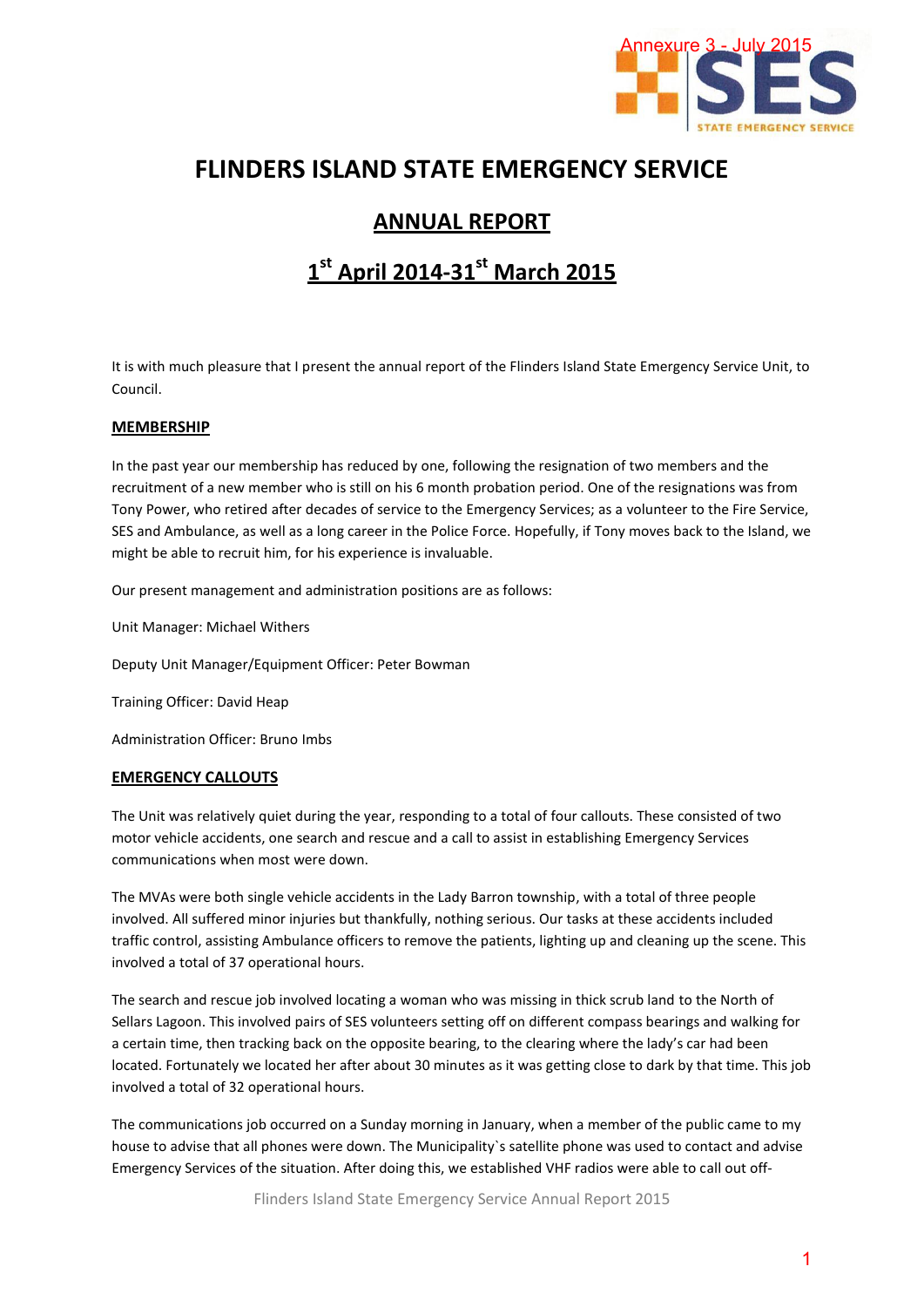Annexure 3 - July 2015

# FLINDERS ISLAND STATE EMERGENCY SERVICE

## ANNUAL REPORT

## 1st April 2014-31st March 2015

It is with much pleasure that I present the annual report of the Flinders Island State Emergency Service Unit, to Council.

### MEMBERSHIP

In the past year our membership has reduced by one, following the resignation of two members and the recruitment of a new member who is still on his 6 month probation period. One of the resignations was from Tony Power, who retired after decades of service to the Emergency Services; as a volunteer to the Fire Service, SES and Ambulance, as well as a long career in the Police Force. Hopefully, if Tony moves back to the Island, we might be able to recruit him, for his experience is invaluable.

Our present management and administration positions are as follows:

Unit Manager: Michael Withers

Deputy Unit Manager/Equipment Officer: Peter Bowman

Training Officer: David Heap

Administration Officer: Bruno Imbs

### EMERGENCY CALLOUTS

The Unit was relatively quiet during the year, responding to a total of four callouts. These consisted of two motor vehicle accidents, one search and rescue and a call to assist in establishing Emergency Services communications when most were down.

The MVAs were both single vehicle accidents in the Lady Barron township, with a total of three people involved. All suffered minor injuries but thankfully, nothing serious. Our tasks at these accidents included traffic control, assisting Ambulance officers to remove the patients, lighting up and cleaning up the scene. This involved a total of 37 operational hours.

The search and rescue job involved locating a woman who was missing in thick scrub land to the North of Sellars Lagoon. This involved pairs of SES volunteers setting off on different compass bearings and walking for a certain time, then tracking back on the opposite bearing, to the clearing where the lady's car had been located. Fortunately we located her after about 30 minutes as it was getting close to dark by that time. This job involved a total of 32 operational hours.

The communications job occurred on a Sunday morning in January, when a member of the public came to my house to advise that all phones were down. The Municipality`s satellite phone was used to contact and advise Emergency Services of the situation. After doing this, we established VHF radios were able to call out off-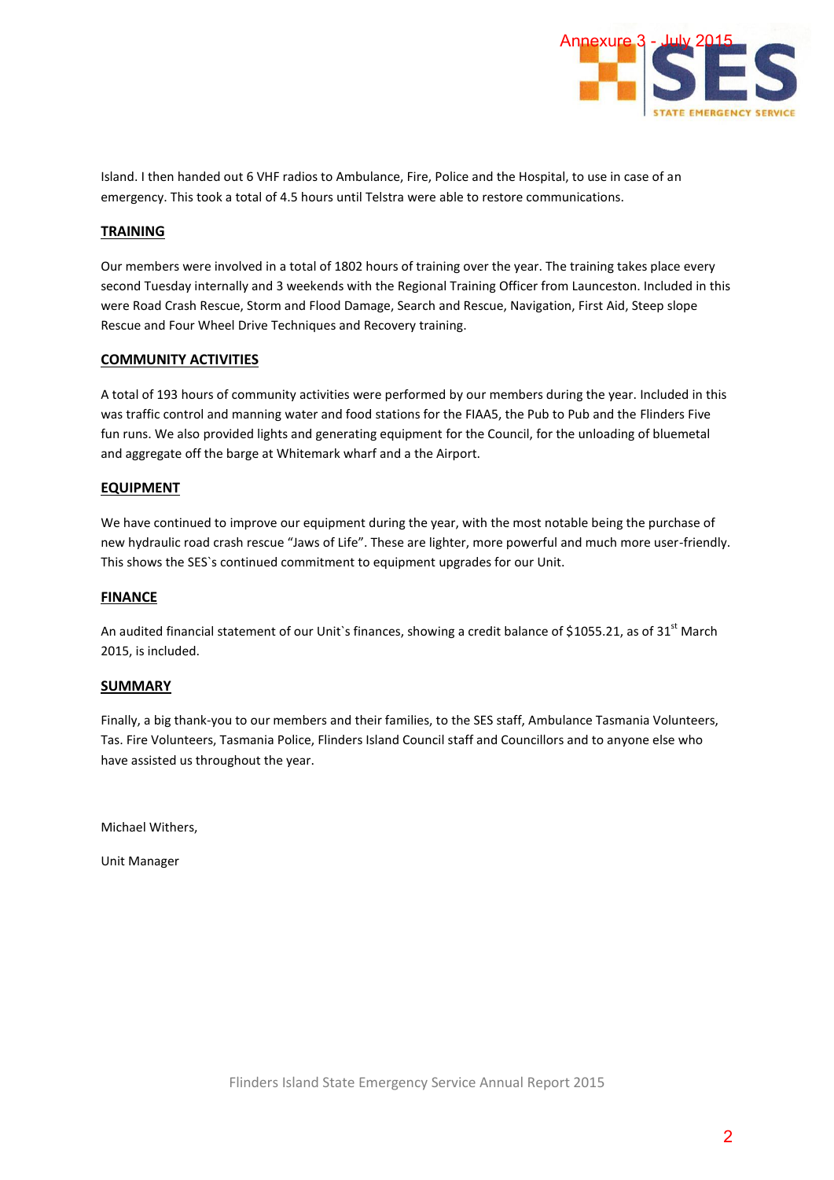Island. I then handed out 6 VHF radios to Ambulance, Fire, Police and the Hospital, to use in case of an emergency. This took a total of 4.5 hours until Telstra were able to restore communications.

## TRAINING

Our members were involved in a total of 1802 hours of training over the year. The training takes place every second Tuesday internally and 3 weekends with the Regional Training Officer from Launceston. Included in this were Road Crash Rescue, Storm and Flood Damage, Search and Rescue, Navigation, First Aid, Steep slope Rescue and Four Wheel Drive Techniques and Recovery training.

## COMMUNITY ACTIVITIES

A total of 193 hours of community activities were performed by our members during the year. Included in this was traffic control and manning water and food stations for the FIAA5, the Pub to Pub and the Flinders Five fun runs. We also provided lights and generating equipment for the Council, for the unloading of bluemetal and aggregate off the barge at Whitemark wharf and a the Airport.

## EQUIPMENT

We have continued to improve our equipment during the year, with the most notable being the purchase of new hydraulic road crash rescue "Jaws of Life". These are lighter, more powerful and much more user-friendly. This shows the SES`s continued commitment to equipment upgrades for our Unit.

## FINANCE

An audited financial statement of our Unit`s finances, showing a credit balance of $1055.21, as of 31st March 2015, is included.

## SUMMARY

Finally, a big thank-you to our members and their families, to the SES staff, Ambulance Tasmania Volunteers, Tas. Fire Volunteers, Tasmania Police, Flinders Island Council staff and Councillors and to anyone else who have assisted us throughout the year.

Michael Withers,

Unit Manager